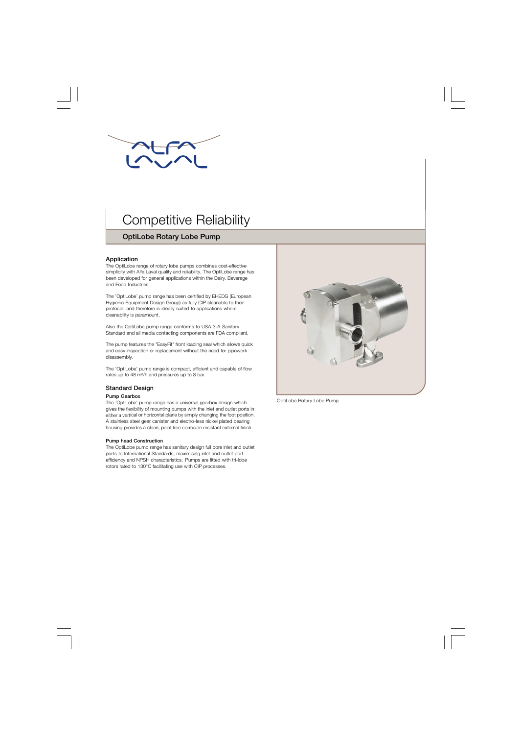# Competitive Reliability

## OptiLobe Rotary Lobe Pump

### Application

The OptiLobe range of rotary lobe pumps combines cost-effective simplicity with Alfa Laval quality and reliability. The OptiLobe range has been developed for general applications within the Dairy, Beverage and Food Industries.

The 'OptiLobe' pump range has been certified by EHEDG (European Hygienic Equipment Design Group) as fully CIP cleanable to their protocol, and therefore is ideally suited to applications where cleanability is paramount.

Also the OptiLobe pump range conforms to USA 3-A Sanitary Standard and all media contacting components are FDA compliant.

The pump features the "EasyFit" front loading seal which allows quick and easy inspection or replacement without the need for pipework disassembly.

The 'OptiLobe' pump range is compact, efficient and capable of flow rates up to 48 $m^3/h$ and pressures up to 8 bar.

### Standard Design

#### Pump Gearbox

The 'OptiLobe' pump range has a universal gearbox design which gives the flexibility of mounting pumps with the inlet and outlet ports in either a vertical or horizontal plane by simply changing the foot position. A stainless steel gear canister and electro-less nickel plated bearing housing provides a clean, paint free corrosion resistant external finish.

#### Pump head Construction

The OptiLobe pump range has sanitary design full bore inlet and outlet ports to International Standards, maximising inlet and outlet port efficiency and NPSH characteristics. Pumps are fitted with tri-lobe rotors rated to 130°C facilitating use with CIP processes.

OptiLobe Rotary Lobe Pump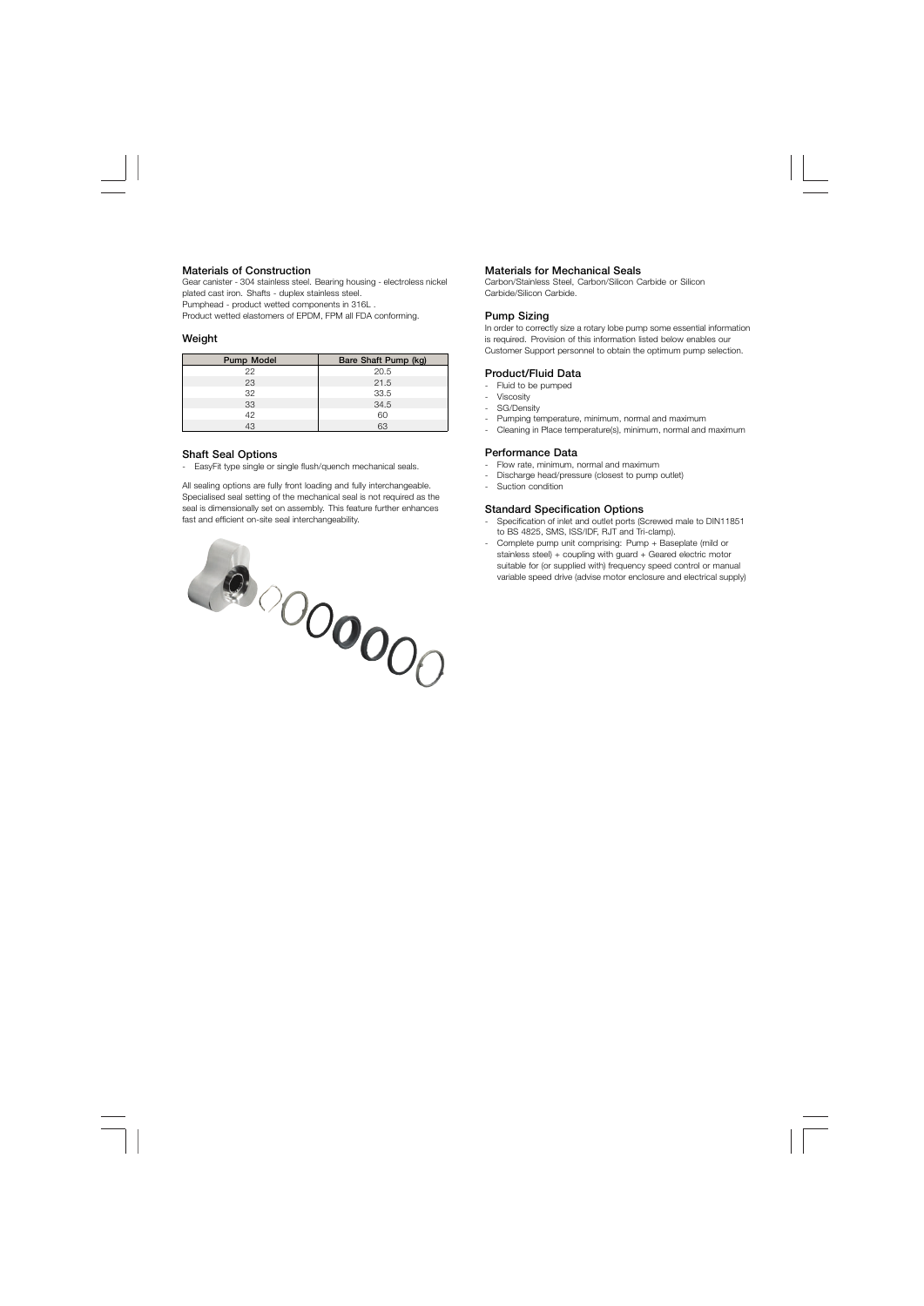### Materials of Construction

Gear canister - 304 stainless steel. Bearing housing - electroless nickel plated cast iron. Shafts - duplex stainless steel.
Pumphead - product wetted components in 316L .
Product wetted elastomers of EPDM, FPM all FDA conforming.

### Weight

| Pump Model | Bare Shaft Pump (kg) |
|---|---|
| 22 | 20.5 |
| 23 | 21.5 |
| 32 | 33.5 |
| 33 | 34.5 |
| 42 | 60 |
| 43 | 63 |

### Shaft Seal Options

- EasyFit type single or single flush/quench mechanical seals.

All sealing options are fully front loading and fully interchangeable. Specialised seal setting of the mechanical seal is not required as the seal is dimensionally set on assembly. This feature further enhances fast and efficient on-site seal interchangeability.

### Materials for Mechanical Seals

Carbon/Stainless Steel, Carbon/Silicon Carbide or Silicon Carbide/Silicon Carbide.

### Pump Sizing

In order to correctly size a rotary lobe pump some essential information is required. Provision of this information listed below enables our Customer Support personnel to obtain the optimum pump selection.

### Product/Fluid Data

- Fluid to be pumped
- Viscosity
- SG/Density
- Pumping temperature, minimum, normal and maximum
- Cleaning in Place temperature(s), minimum, normal and maximum

### Performance Data

- Flow rate, minimum, normal and maximum
- Discharge head/pressure (closest to pump outlet)
- Suction condition

### Standard Specification Options

- Specification of inlet and outlet ports (Screwed male to DIN11851 to BS 4825, SMS, ISS/IDF, RJT and Tri-clamp).
- Complete pump unit comprising: Pump + Baseplate (mild or stainless steel) + coupling with guard + Geared electric motor suitable for (or supplied with) frequency speed control or manual variable speed drive (advise motor enclosure and electrical supply)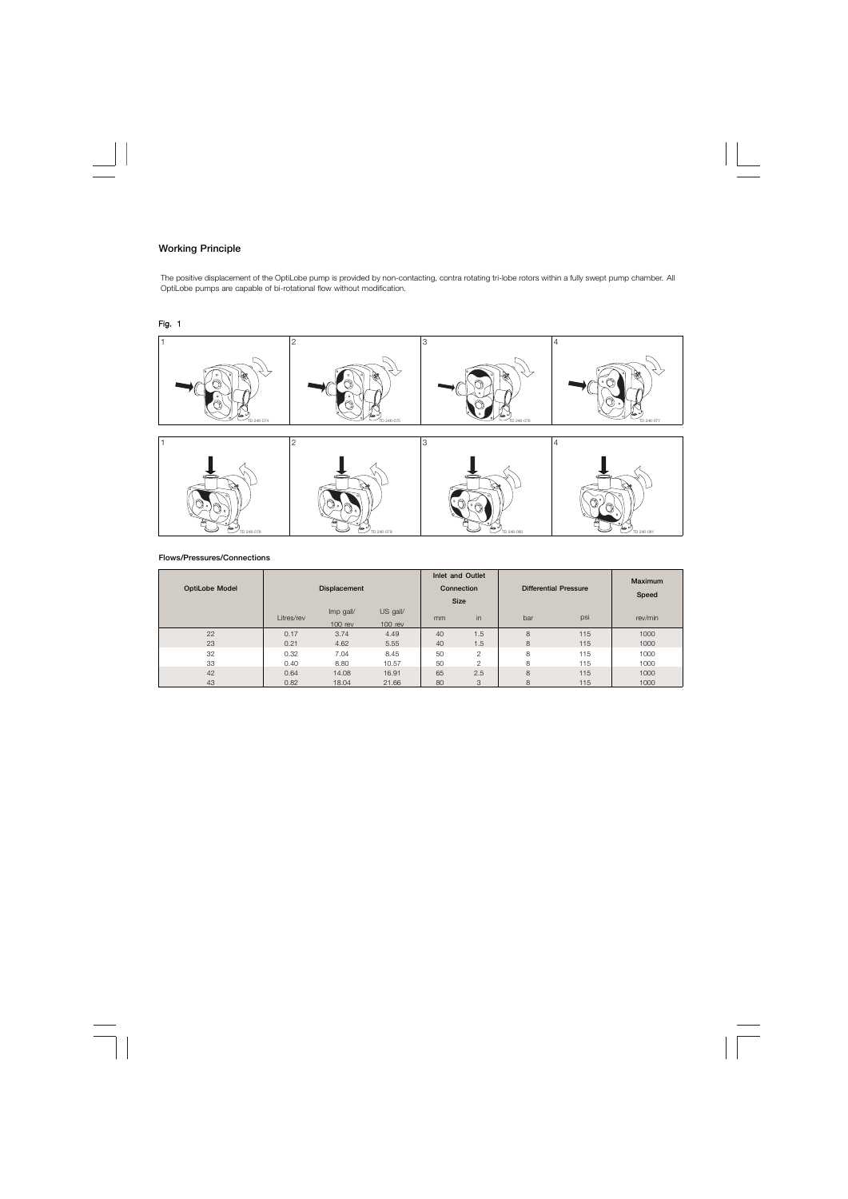## Working Principle

The positive displacement of the OptiLobe pump is provided by non-contacting, contra rotating tri-lobe rotors within a fully swept pump chamber. All OptiLobe pumps are capable of bi-rotational flow without modification.

**Fig. 1**

1 2 3 4

TD 246-074 TD 246-075 TD 246-076 TD 246-077

1 2 3 4

TD 246-078 TD 246-079 TD 246-080 TD 246-081

### Flows/Pressures/Connections

| OptiLobe Model | Displacement | | | Inlet and Outlet Connection Size | | Differential Pressure | | Maximum Speed |
|---|---|---|---|---|---|---|---|---|
| | Litres/rev | Imp gall/ 100 rev | US gall/ 100 rev | mm | in | bar | psi | rev/min |
| 22 | 0.17 | 3.74 | 4.49 | 40 | 1.5 | 8 | 115 | 1000 |
| 23 | 0.21 | 4.62 | 5.55 | 40 | 1.5 | 8 | 115 | 1000 |
| 32 | 0.32 | 7.04 | 8.45 | 50 | 2 | 8 | 115 | 1000 |
| 33 | 0.40 | 8.80 | 10.57 | 50 | 2 | 8 | 115 | 1000 |
| 42 | 0.64 | 14.08 | 16.91 | 65 | 2.5 | 8 | 115 | 1000 |
| 43 | 0.82 | 18.04 | 21.66 | 80 | 3 | 8 | 115 | 1000 |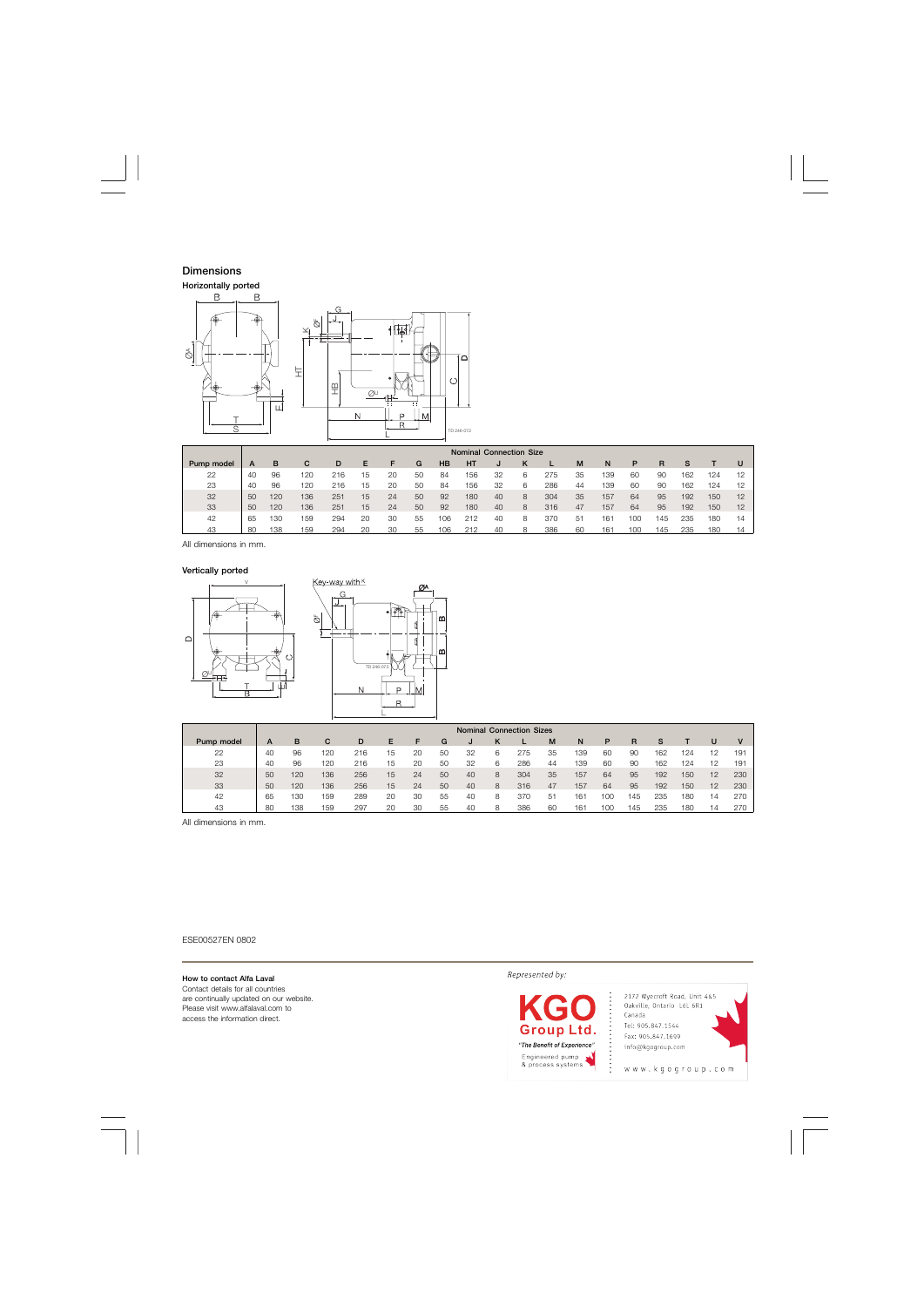## Dimensions

### Horizontally ported

TD 246-072

| Pump model | A | B | C | D | E | F | G | HB | HT | J | K | L | M | N | P | R | S | T | U |
|---|---|---|---|---|---|---|---|---|---|---|---|---|---|---|---|---|---|---|---|
| | Nominal Connection Size | | | | | | | | | | | | | | | | | | |
| 22 | 40 | 96 | 120 | 216 | 15 | 20 | 50 | 84 | 156 | 32 | 6 | 275 | 35 | 139 | 60 | 90 | 162 | 124 | 12 |
| 23 | 40 | 96 | 120 | 216 | 15 | 20 | 50 | 84 | 156 | 32 | 6 | 286 | 44 | 139 | 60 | 90 | 162 | 124 | 12 |
| 32 | 50 | 120 | 136 | 251 | 15 | 24 | 50 | 92 | 180 | 40 | 8 | 304 | 35 | 157 | 64 | 95 | 192 | 150 | 12 |
| 33 | 50 | 120 | 136 | 251 | 15 | 24 | 50 | 92 | 180 | 40 | 8 | 316 | 47 | 157 | 64 | 95 | 192 | 150 | 12 |
| 42 | 65 | 130 | 159 | 294 | 20 | 30 | 55 | 106 | 212 | 40 | 8 | 370 | 51 | 161 | 100 | 145 | 235 | 180 | 14 |
| 43 | 80 | 138 | 159 | 294 | 20 | 30 | 55 | 106 | 212 | 40 | 8 | 386 | 60 | 161 | 100 | 145 | 235 | 180 | 14 |

All dimensions in mm.

### Vertically ported

Key-way with K

TD 246-073

| Pump model | A | B | C | D | E | F | G | J | K | L | M | N | P | R | S | T | U | V |
|---|---|---|---|---|---|---|---|---|---|---|---|---|---|---|---|---|---|---|
| | Nominal Connection Sizes | | | | | | | | | | | | | | | | | |
| 22 | 40 | 96 | 120 | 216 | 15 | 20 | 50 | 32 | 6 | 275 | 35 | 139 | 60 | 90 | 162 | 124 | 12 | 191 |
| 23 | 40 | 96 | 120 | 216 | 15 | 20 | 50 | 32 | 6 | 286 | 44 | 139 | 60 | 90 | 162 | 124 | 12 | 191 |
| 32 | 50 | 120 | 136 | 256 | 15 | 24 | 50 | 40 | 8 | 304 | 35 | 157 | 64 | 95 | 192 | 150 | 12 | 230 |
| 33 | 50 | 120 | 136 | 256 | 15 | 24 | 50 | 40 | 8 | 316 | 47 | 157 | 64 | 95 | 192 | 150 | 12 | 230 |
| 42 | 65 | 130 | 159 | 289 | 20 | 30 | 55 | 40 | 8 | 370 | 51 | 161 | 100 | 145 | 235 | 180 | 14 | 270 |
| 43 | 80 | 138 | 159 | 297 | 20 | 30 | 55 | 40 | 8 | 386 | 60 | 161 | 100 | 145 | 235 | 180 | 14 | 270 |

All dimensions in mm.

ESE00527EN 0802

**How to contact Alfa Laval**
Contact details for all countries are continually updated on our website. Please visit www.alfalaval.com to access the information direct.

*Represented by:*

KGO Group Ltd.
*"The Benefit of Experience"*
Engineered pump & process systems

2172 Wyecroft Road, Unit 4&5
Oakville, Ontario L6L 6R1
Canada
Tel: 905.847.1544
Fax: 905.847.1699
info@kgogroup.com

www.kgogroup.com